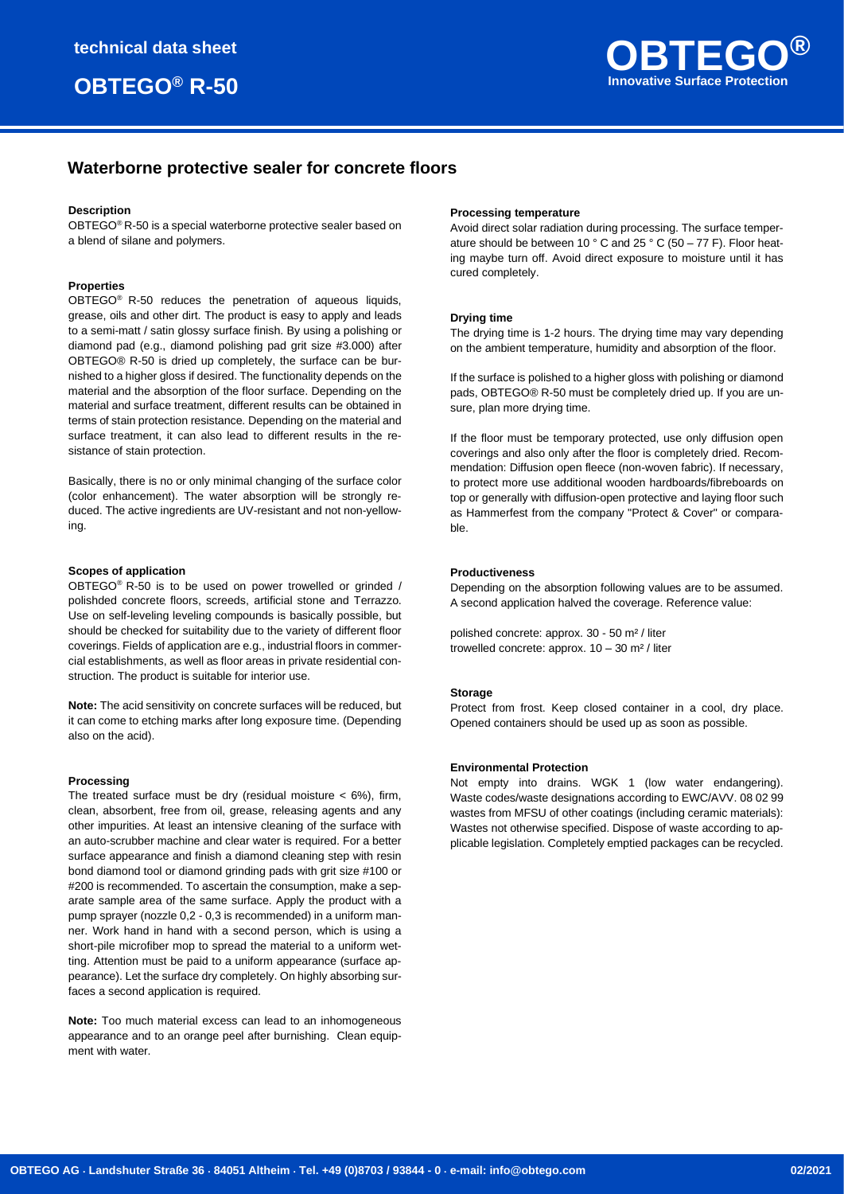technical data sheet

# OBTEGO® R-50

OBTEGO® Innovative Surface Protection

## Waterborne protective sealer for concrete floors

### Description

OBTEGO® R-50 is a special waterborne protective sealer based on a blend of silane and polymers.

### Properties

OBTEGO® R-50 reduces the penetration of aqueous liquids, grease, oils and other dirt. The product is easy to apply and leads to a semi-matt / satin glossy surface finish. By using a polishing or diamond pad (e.g., diamond polishing pad grit size #3.000) after OBTEGO® R-50 is dried up completely, the surface can be burnished to a higher gloss if desired. The functionality depends on the material and the absorption of the floor surface. Depending on the material and surface treatment, different results can be obtained in terms of stain protection resistance. Depending on the material and surface treatment, it can also lead to different results in the resistance of stain protection.

Basically, there is no or only minimal changing of the surface color (color enhancement). The water absorption will be strongly reduced. The active ingredients are UV-resistant and not non-yellowing.

### Scopes of application

OBTEGO® R-50 is to be used on power trowelled or grinded / polishded concrete floors, screeds, artificial stone and Terrazzo. Use on self-leveling leveling compounds is basically possible, but should be checked for suitability due to the variety of different floor coverings. Fields of application are e.g., industrial floors in commercial establishments, as well as floor areas in private residential construction. The product is suitable for interior use.

**Note:** The acid sensitivity on concrete surfaces will be reduced, but it can come to etching marks after long exposure time. (Depending also on the acid).

### Processing

The treated surface must be dry (residual moisture < 6%), firm, clean, absorbent, free from oil, grease, releasing agents and any other impurities. At least an intensive cleaning of the surface with an auto-scrubber machine and clear water is required. For a better surface appearance and finish a diamond cleaning step with resin bond diamond tool or diamond grinding pads with grit size #100 or #200 is recommended. To ascertain the consumption, make a separate sample area of the same surface. Apply the product with a pump sprayer (nozzle 0,2 - 0,3 is recommended) in a uniform manner. Work hand in hand with a second person, which is using a short-pile microfiber mop to spread the material to a uniform wetting. Attention must be paid to a uniform appearance (surface appearance). Let the surface dry completely. On highly absorbing surfaces a second application is required.

**Note:** Too much material excess can lead to an inhomogeneous appearance and to an orange peel after burnishing. Clean equipment with water.

### Processing temperature

Avoid direct solar radiation during processing. The surface temperature should be between 10 ° C and 25 ° C (50 – 77 F). Floor heating maybe turn off. Avoid direct exposure to moisture until it has cured completely.

### Drying time

The drying time is 1-2 hours. The drying time may vary depending on the ambient temperature, humidity and absorption of the floor.

If the surface is polished to a higher gloss with polishing or diamond pads, OBTEGO® R-50 must be completely dried up. If you are unsure, plan more drying time.

If the floor must be temporary protected, use only diffusion open coverings and also only after the floor is completely dried. Recommendation: Diffusion open fleece (non-woven fabric). If necessary, to protect more use additional wooden hardboards/fibreboards on top or generally with diffusion-open protective and laying floor such as Hammerfest from the company "Protect & Cover" or comparable.

### Productiveness

Depending on the absorption following values are to be assumed. A second application halved the coverage. Reference value:

polished concrete: approx. 30 - 50 m² / liter
trowelled concrete: approx. 10 – 30 m² / liter

### Storage

Protect from frost. Keep closed container in a cool, dry place. Opened containers should be used up as soon as possible.

### Environmental Protection

Not empty into drains. WGK 1 (low water endangering). Waste codes/waste designations according to EWC/AVV. 08 02 99 wastes from MFSU of other coatings (including ceramic materials): Wastes not otherwise specified. Dispose of waste according to applicable legislation. Completely emptied packages can be recycled.

OBTEGO AG · Landshuter Straße 36 · 84051 Altheim · Tel. +49 (0)8703 / 93844 - 0 · e-mail: info@obtego.com 02/2021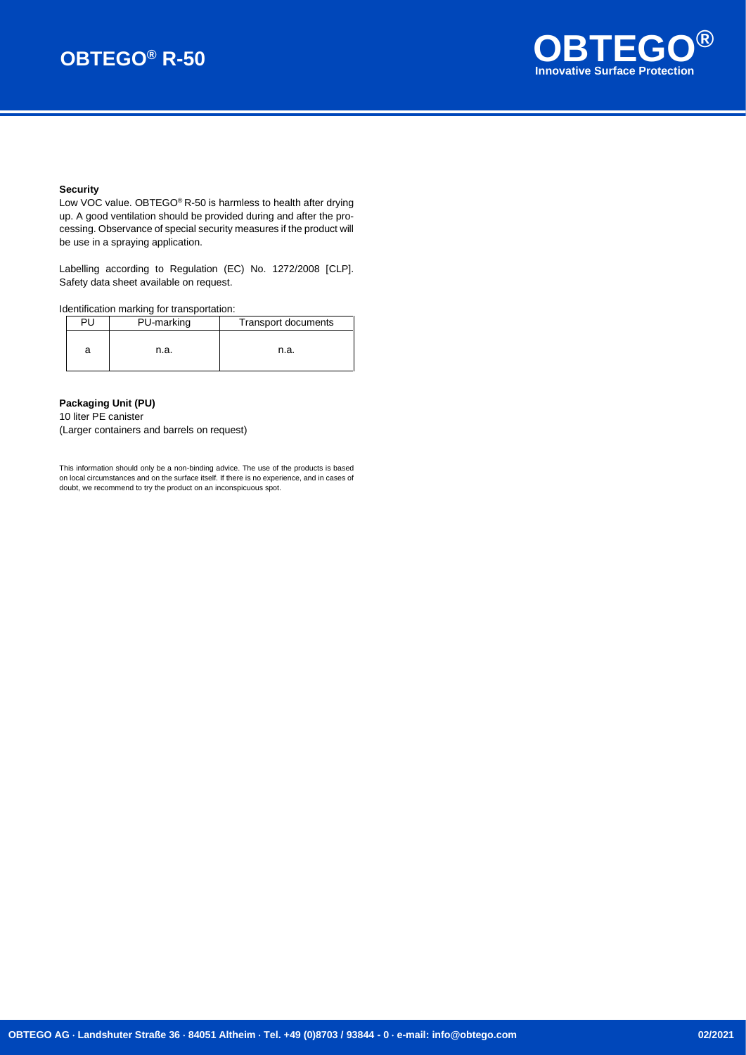**Security**

Low VOC value. OBTEGO® R-50 is harmless to health after drying up. A good ventilation should be provided during and after the processing. Observance of special security measures if the product will be use in a spraying application.

Labelling according to Regulation (EC) No. 1272/2008 [CLP]. Safety data sheet available on request.

Identification marking for transportation:

| PU | PU-marking | Transport documents |
|---|---|---|
| a | n.a. | n.a. |

**Packaging Unit (PU)**

10 liter PE canister

(Larger containers and barrels on request)

This information should only be a non-binding advice. The use of the products is based on local circumstances and on the surface itself. If there is no experience, and in cases of doubt, we recommend to try the product on an inconspicuous spot.